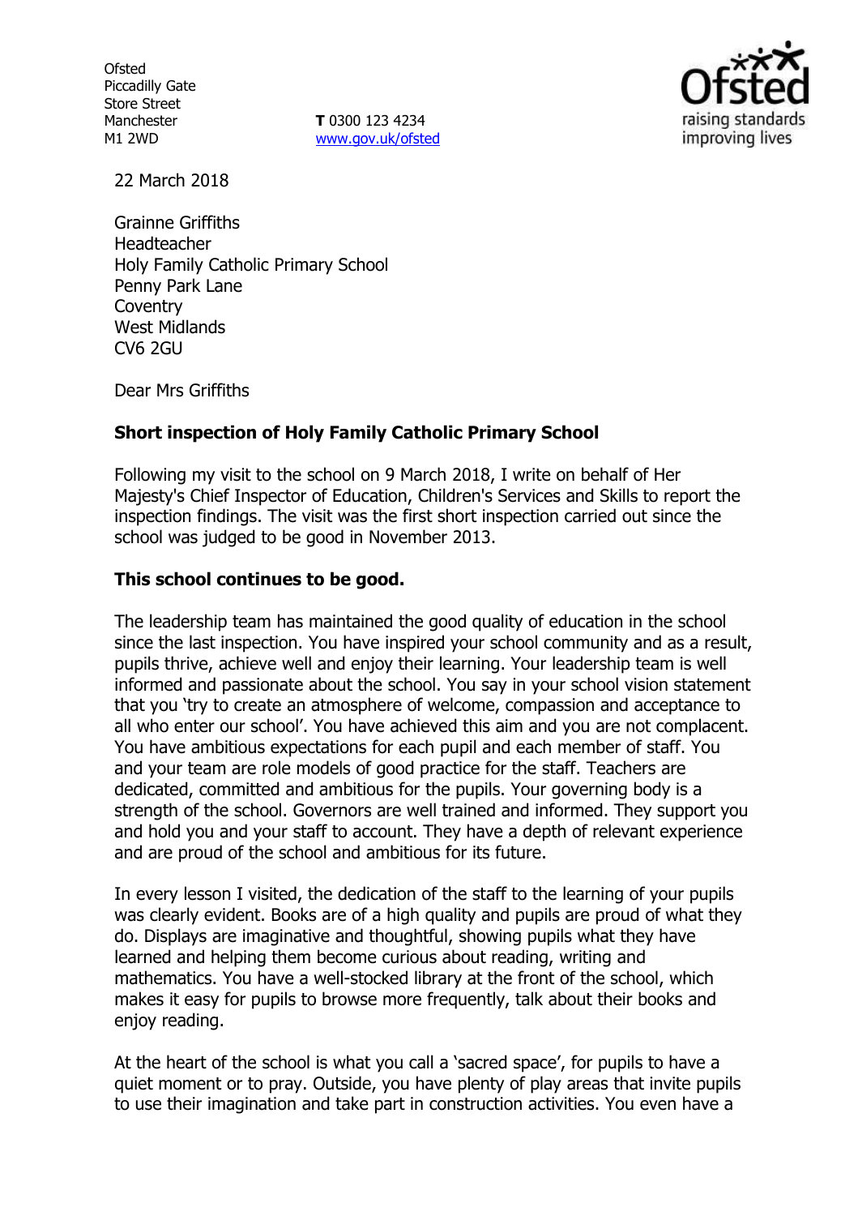Ofsted
Piccadilly Gate
Store Street
Manchester
M1 2WD

**T** 0300 123 4234
www.gov.uk/ofsted

22 March 2018

Grainne Griffiths
Headteacher
Holy Family Catholic Primary School
Penny Park Lane
Coventry
West Midlands
CV6 2GU

Dear Mrs Griffiths

**Short inspection of Holy Family Catholic Primary School**

Following my visit to the school on 9 March 2018, I write on behalf of Her Majesty's Chief Inspector of Education, Children's Services and Skills to report the inspection findings. The visit was the first short inspection carried out since the school was judged to be good in November 2013.

**This school continues to be good.**

The leadership team has maintained the good quality of education in the school since the last inspection. You have inspired your school community and as a result, pupils thrive, achieve well and enjoy their learning. Your leadership team is well informed and passionate about the school. You say in your school vision statement that you 'try to create an atmosphere of welcome, compassion and acceptance to all who enter our school'. You have achieved this aim and you are not complacent. You have ambitious expectations for each pupil and each member of staff. You and your team are role models of good practice for the staff. Teachers are dedicated, committed and ambitious for the pupils. Your governing body is a strength of the school. Governors are well trained and informed. They support you and hold you and your staff to account. They have a depth of relevant experience and are proud of the school and ambitious for its future.

In every lesson I visited, the dedication of the staff to the learning of your pupils was clearly evident. Books are of a high quality and pupils are proud of what they do. Displays are imaginative and thoughtful, showing pupils what they have learned and helping them become curious about reading, writing and mathematics. You have a well-stocked library at the front of the school, which makes it easy for pupils to browse more frequently, talk about their books and enjoy reading.

At the heart of the school is what you call a 'sacred space', for pupils to have a quiet moment or to pray. Outside, you have plenty of play areas that invite pupils to use their imagination and take part in construction activities. You even have a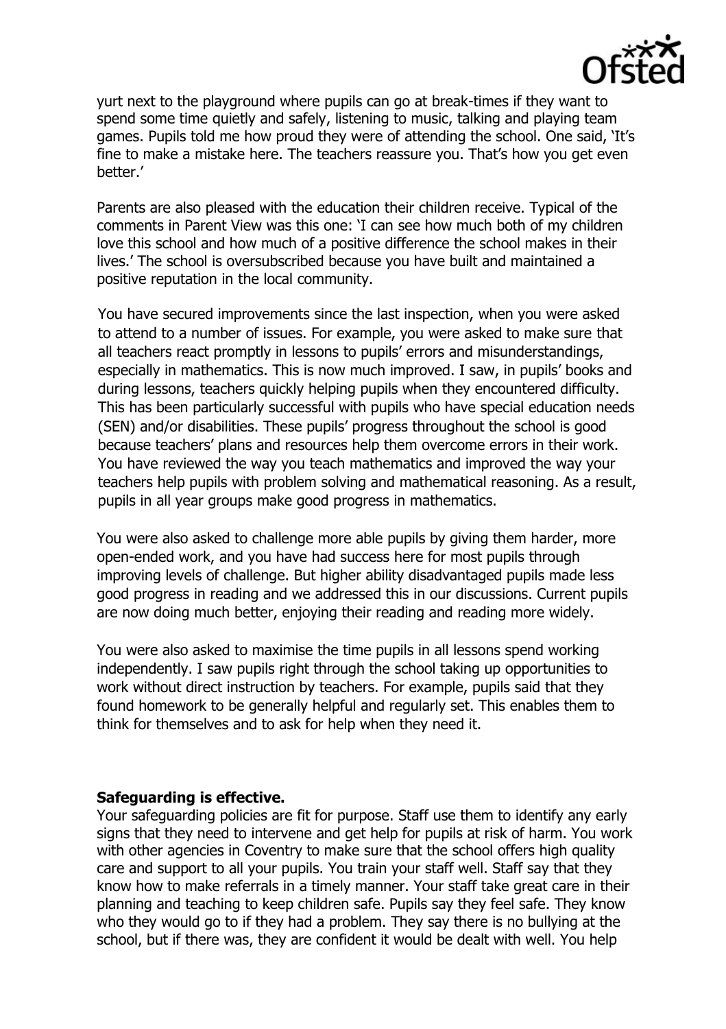yurt next to the playground where pupils can go at break-times if they want to spend some time quietly and safely, listening to music, talking and playing team games. Pupils told me how proud they were of attending the school. One said, 'It's fine to make a mistake here. The teachers reassure you. That's how you get even better.'

Parents are also pleased with the education their children receive. Typical of the comments in Parent View was this one: 'I can see how much both of my children love this school and how much of a positive difference the school makes in their lives.' The school is oversubscribed because you have built and maintained a positive reputation in the local community.

You have secured improvements since the last inspection, when you were asked to attend to a number of issues. For example, you were asked to make sure that all teachers react promptly in lessons to pupils' errors and misunderstandings, especially in mathematics. This is now much improved. I saw, in pupils' books and during lessons, teachers quickly helping pupils when they encountered difficulty. This has been particularly successful with pupils who have special education needs (SEN) and/or disabilities. These pupils' progress throughout the school is good because teachers' plans and resources help them overcome errors in their work. You have reviewed the way you teach mathematics and improved the way your teachers help pupils with problem solving and mathematical reasoning. As a result, pupils in all year groups make good progress in mathematics.

You were also asked to challenge more able pupils by giving them harder, more open-ended work, and you have had success here for most pupils through improving levels of challenge. But higher ability disadvantaged pupils made less good progress in reading and we addressed this in our discussions. Current pupils are now doing much better, enjoying their reading and reading more widely.

You were also asked to maximise the time pupils in all lessons spend working independently. I saw pupils right through the school taking up opportunities to work without direct instruction by teachers. For example, pupils said that they found homework to be generally helpful and regularly set. This enables them to think for themselves and to ask for help when they need it.

**Safeguarding is effective.**

Your safeguarding policies are fit for purpose. Staff use them to identify any early signs that they need to intervene and get help for pupils at risk of harm. You work with other agencies in Coventry to make sure that the school offers high quality care and support to all your pupils. You train your staff well. Staff say that they know how to make referrals in a timely manner. Your staff take great care in their planning and teaching to keep children safe. Pupils say they feel safe. They know who they would go to if they had a problem. They say there is no bullying at the school, but if there was, they are confident it would be dealt with well. You help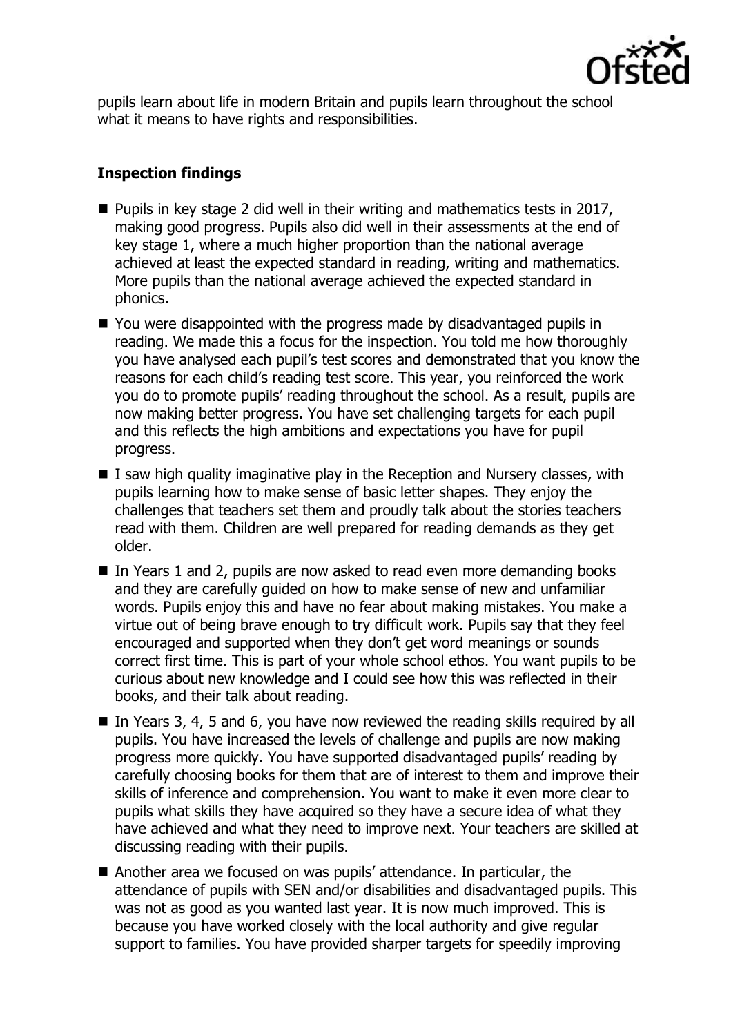pupils learn about life in modern Britain and pupils learn throughout the school what it means to have rights and responsibilities.

## Inspection findings

- Pupils in key stage 2 did well in their writing and mathematics tests in 2017, making good progress. Pupils also did well in their assessments at the end of key stage 1, where a much higher proportion than the national average achieved at least the expected standard in reading, writing and mathematics. More pupils than the national average achieved the expected standard in phonics.
- You were disappointed with the progress made by disadvantaged pupils in reading. We made this a focus for the inspection. You told me how thoroughly you have analysed each pupil's test scores and demonstrated that you know the reasons for each child's reading test score. This year, you reinforced the work you do to promote pupils' reading throughout the school. As a result, pupils are now making better progress. You have set challenging targets for each pupil and this reflects the high ambitions and expectations you have for pupil progress.
- I saw high quality imaginative play in the Reception and Nursery classes, with pupils learning how to make sense of basic letter shapes. They enjoy the challenges that teachers set them and proudly talk about the stories teachers read with them. Children are well prepared for reading demands as they get older.
- In Years 1 and 2, pupils are now asked to read even more demanding books and they are carefully guided on how to make sense of new and unfamiliar words. Pupils enjoy this and have no fear about making mistakes. You make a virtue out of being brave enough to try difficult work. Pupils say that they feel encouraged and supported when they don't get word meanings or sounds correct first time. This is part of your whole school ethos. You want pupils to be curious about new knowledge and I could see how this was reflected in their books, and their talk about reading.
- In Years 3, 4, 5 and 6, you have now reviewed the reading skills required by all pupils. You have increased the levels of challenge and pupils are now making progress more quickly. You have supported disadvantaged pupils' reading by carefully choosing books for them that are of interest to them and improve their skills of inference and comprehension. You want to make it even more clear to pupils what skills they have acquired so they have a secure idea of what they have achieved and what they need to improve next. Your teachers are skilled at discussing reading with their pupils.
- Another area we focused on was pupils' attendance. In particular, the attendance of pupils with SEN and/or disabilities and disadvantaged pupils. This was not as good as you wanted last year. It is now much improved. This is because you have worked closely with the local authority and give regular support to families. You have provided sharper targets for speedily improving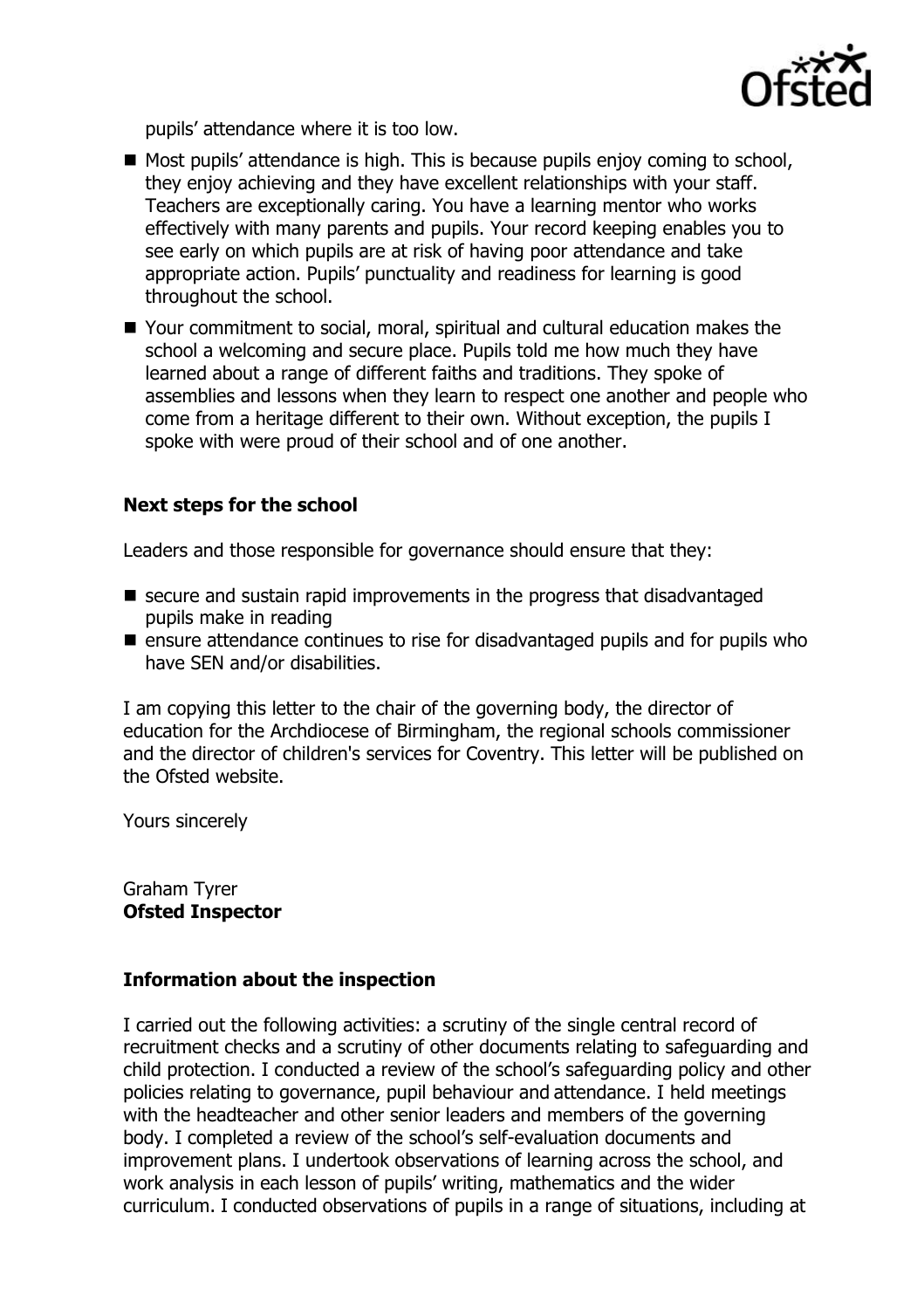pupils' attendance where it is too low.

- Most pupils' attendance is high. This is because pupils enjoy coming to school, they enjoy achieving and they have excellent relationships with your staff. Teachers are exceptionally caring. You have a learning mentor who works effectively with many parents and pupils. Your record keeping enables you to see early on which pupils are at risk of having poor attendance and take appropriate action. Pupils' punctuality and readiness for learning is good throughout the school.
- Your commitment to social, moral, spiritual and cultural education makes the school a welcoming and secure place. Pupils told me how much they have learned about a range of different faiths and traditions. They spoke of assemblies and lessons when they learn to respect one another and people who come from a heritage different to their own. Without exception, the pupils I spoke with were proud of their school and of one another.

### Next steps for the school

Leaders and those responsible for governance should ensure that they:

- secure and sustain rapid improvements in the progress that disadvantaged pupils make in reading
- ensure attendance continues to rise for disadvantaged pupils and for pupils who have SEN and/or disabilities.

I am copying this letter to the chair of the governing body, the director of education for the Archdiocese of Birmingham, the regional schools commissioner and the director of children's services for Coventry. This letter will be published on the Ofsted website.

Yours sincerely

Graham Tyrer
**Ofsted Inspector**

### Information about the inspection

I carried out the following activities: a scrutiny of the single central record of recruitment checks and a scrutiny of other documents relating to safeguarding and child protection. I conducted a review of the school's safeguarding policy and other policies relating to governance, pupil behaviour and attendance. I held meetings with the headteacher and other senior leaders and members of the governing body. I completed a review of the school's self-evaluation documents and improvement plans. I undertook observations of learning across the school, and work analysis in each lesson of pupils' writing, mathematics and the wider curriculum. I conducted observations of pupils in a range of situations, including at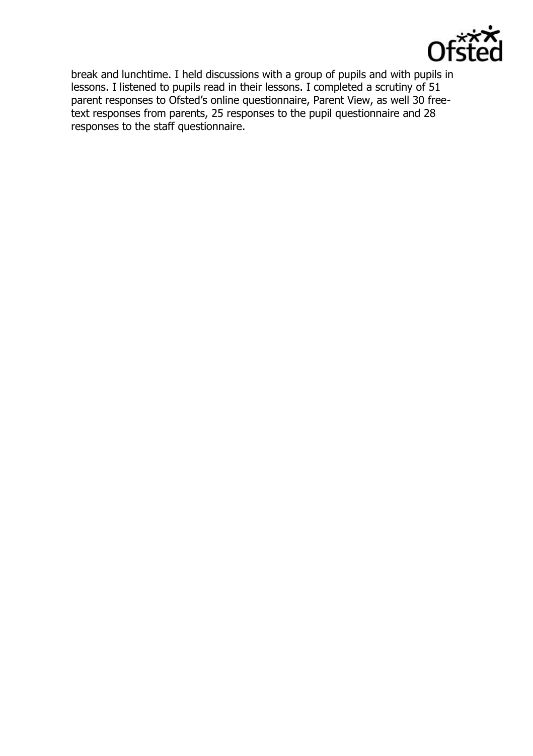break and lunchtime. I held discussions with a group of pupils and with pupils in lessons. I listened to pupils read in their lessons. I completed a scrutiny of 51 parent responses to Ofsted's online questionnaire, Parent View, as well 30 free-text responses from parents, 25 responses to the pupil questionnaire and 28 responses to the staff questionnaire.